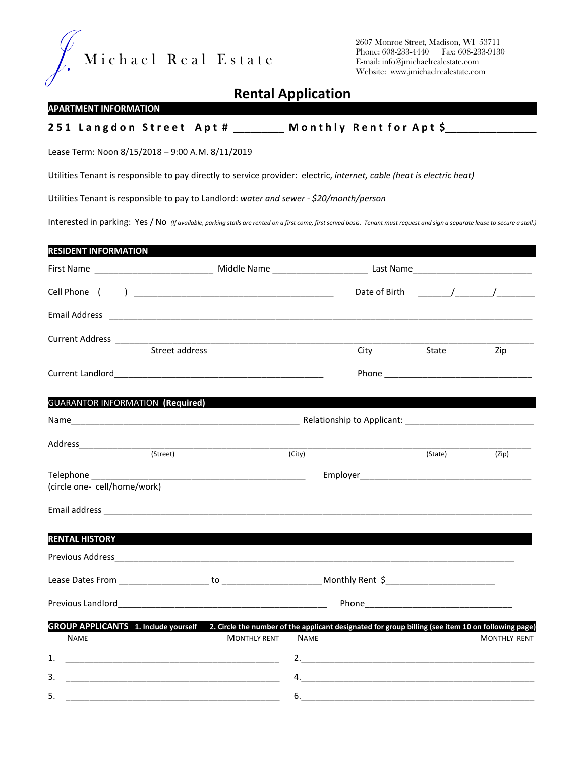J. Michael Real Estate

2607 Monroe Street, Madison, WI 53711
Phone: 608-233-4440 Fax: 608-233-9130
E-mail: info@jmichaelrealestate.com
Website: www.jmichaelrealestate.com

# Rental Application

## APARTMENT INFORMATION

**251 Langdon Street Apt # ________ Monthly Rent for Apt $______________**

Lease Term: Noon 8/15/2018 – 9:00 A.M. 8/11/2019

Utilities Tenant is responsible to pay directly to service provider: electric, *internet, cable (heat is electric heat)*

Utilities Tenant is responsible to pay to Landlord: *water and sewer - $20/month/person*

Interested in parking: Yes / No *(If available, parking stalls are rented on a first come, first served basis. Tenant must request and sign a separate lease to secure a stall.)*

## RESIDENT INFORMATION

First Name ________________________ Middle Name ___________________ Last Name________________________

Cell Phone ( ) ________________________________________ Date of Birth _______/_______/________

Email Address ________________________________________________________________________________

Current Address ______________________________________________________________________________

Street address City State Zip

Current Landlord__________________________________________ Phone ______________________________

## GUARANTOR INFORMATION (Required)

Name_______________________________________________ Relationship to Applicant: __________________________

Address_______________________________________________________________________________________

(Street) (City) (State) (Zip)

Telephone _____________________________________________ Employer__________________________________
(circle one- cell/home/work)

Email address _________________________________________________________________________________

## RENTAL HISTORY

Previous Address______________________________________________________________________________

Lease Dates From __________________ to ____________________Monthly Rent $______________________

Previous Landlord__________________________________________ Phone_______________________________

## GROUP APPLICANTS 1. Include yourself 2. Circle the number of the applicant designated for group billing (see item 10 on following page)

| | NAME | MONTHLY RENT | | NAME | MONTHLY RENT |
|---|---|---|---|---|---|
| 1. | | | 2. | | |
| 3. | | | 4. | | |
| 5. | | | 6. | | |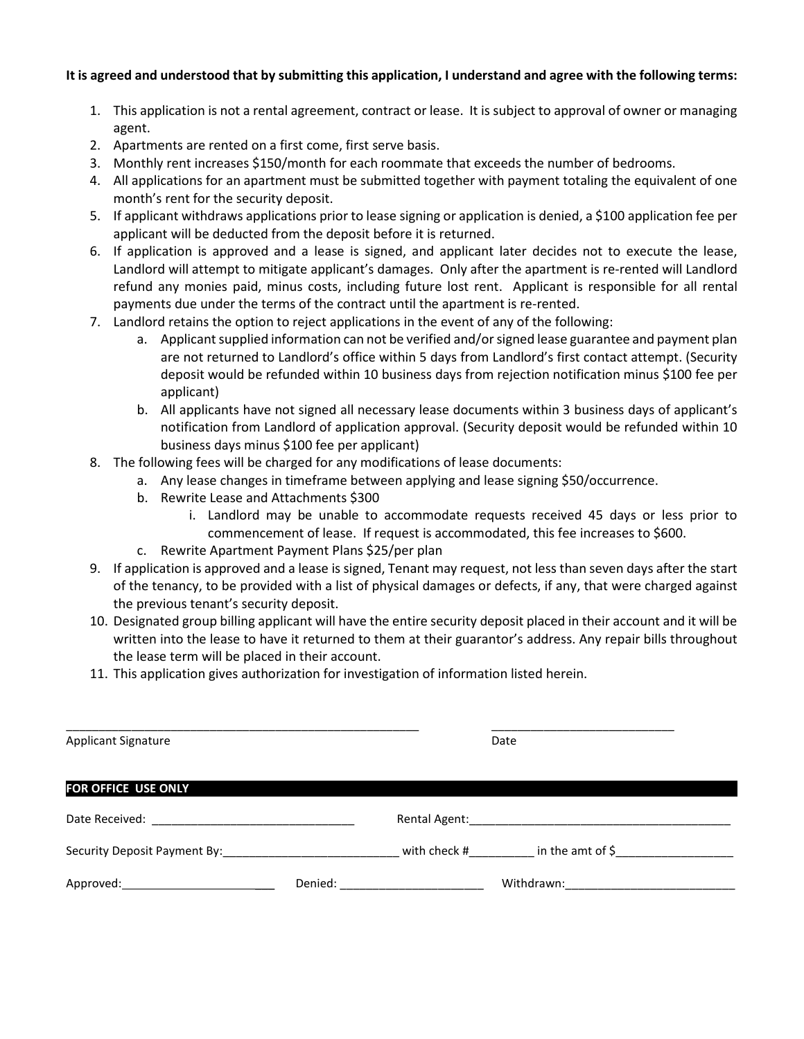**It is agreed and understood that by submitting this application, I understand and agree with the following terms:**

1. This application is not a rental agreement, contract or lease. It is subject to approval of owner or managing agent.
2. Apartments are rented on a first come, first serve basis.
3. Monthly rent increases $150/month for each roommate that exceeds the number of bedrooms.
4. All applications for an apartment must be submitted together with payment totaling the equivalent of one month's rent for the security deposit.
5. If applicant withdraws applications prior to lease signing or application is denied, a $100 application fee per applicant will be deducted from the deposit before it is returned.
6. If application is approved and a lease is signed, and applicant later decides not to execute the lease, Landlord will attempt to mitigate applicant's damages. Only after the apartment is re-rented will Landlord refund any monies paid, minus costs, including future lost rent. Applicant is responsible for all rental payments due under the terms of the contract until the apartment is re-rented.
7. Landlord retains the option to reject applications in the event of any of the following:
   a. Applicant supplied information can not be verified and/or signed lease guarantee and payment plan are not returned to Landlord's office within 5 days from Landlord's first contact attempt. (Security deposit would be refunded within 10 business days from rejection notification minus $100 fee per applicant)
   b. All applicants have not signed all necessary lease documents within 3 business days of applicant's notification from Landlord of application approval. (Security deposit would be refunded within 10 business days minus $100 fee per applicant)
8. The following fees will be charged for any modifications of lease documents:
   a. Any lease changes in timeframe between applying and lease signing $50/occurrence.
   b. Rewrite Lease and Attachments $300
      i. Landlord may be unable to accommodate requests received 45 days or less prior to commencement of lease. If request is accommodated, this fee increases to $600.
   c. Rewrite Apartment Payment Plans $25/per plan
9. If application is approved and a lease is signed, Tenant may request, not less than seven days after the start of the tenancy, to be provided with a list of physical damages or defects, if any, that were charged against the previous tenant's security deposit.
10. Designated group billing applicant will have the entire security deposit placed in their account and it will be written into the lease to have it returned to them at their guarantor's address. Any repair bills throughout the lease term will be placed in their account.
11. This application gives authorization for investigation of information listed herein.

_______________________________________________ ___________________________

Applicant Signature Date

**FOR OFFICE USE ONLY**

Date Received: ______________________________ Rental Agent: ________________________________________

Security Deposit Payment By: ___________________________ with check # __________ in the amt of $ __________________

Approved: ______________________ Denied: ______________________ Withdrawn: __________________________